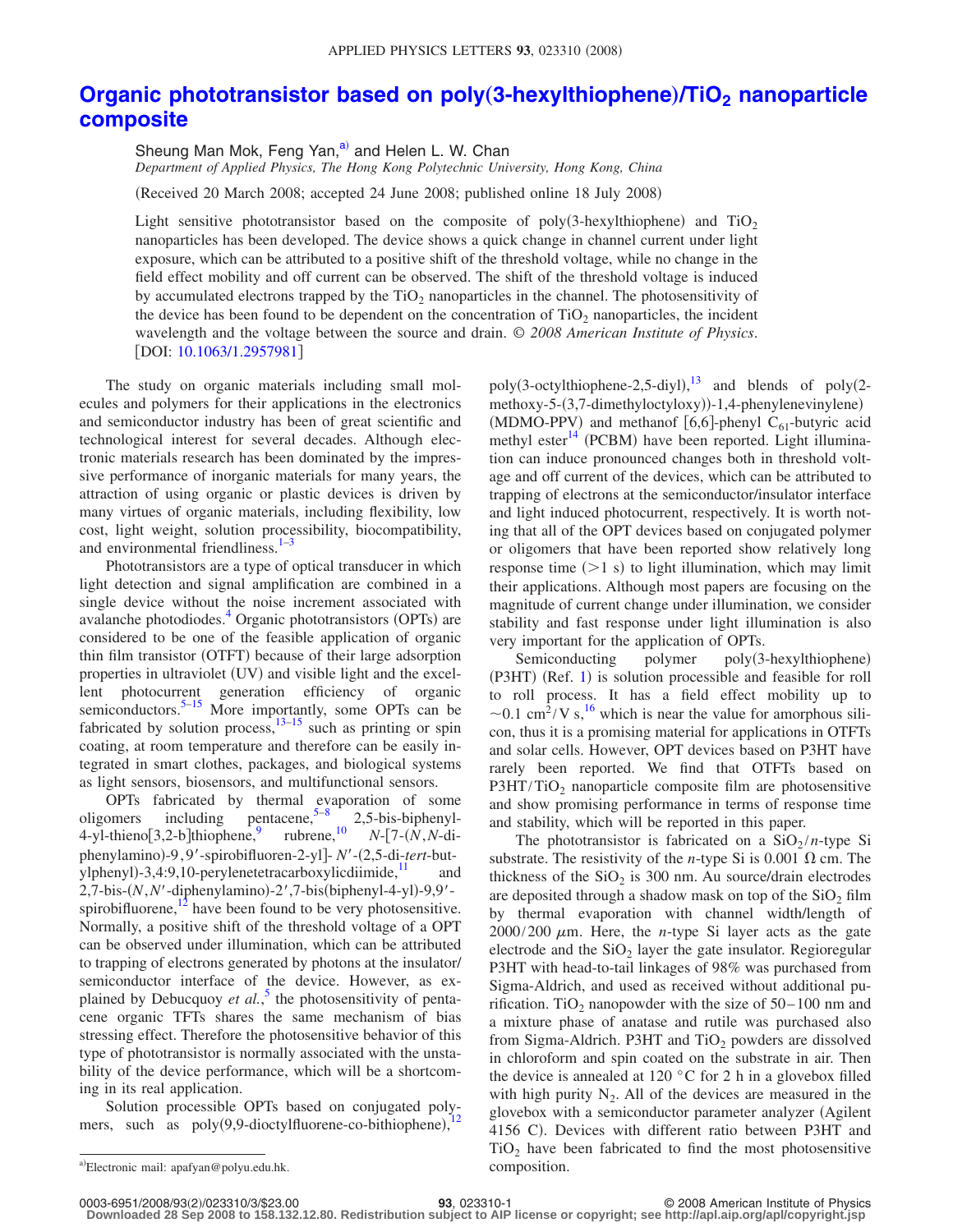# Organic phototransistor based on poly(3-hexylthiophene)/$TiO_2$ nanoparticle composite

Sheung Man Mok, Feng Yan,[a] and Helen L. W. Chan

*Department of Applied Physics, The Hong Kong Polytechnic University, Hong Kong, China*

(Received 20 March 2008; accepted 24 June 2008; published online 18 July 2008)

Light sensitive phototransistor based on the composite of poly(3-hexylthiophene) and $TiO_2$ nanoparticles has been developed. The device shows a quick change in channel current under light exposure, which can be attributed to a positive shift of the threshold voltage, while no change in the field effect mobility and off current can be observed. The shift of the threshold voltage is induced by accumulated electrons trapped by the $TiO_2$ nanoparticles in the channel. The photosensitivity of the device has been found to be dependent on the concentration of $TiO_2$ nanoparticles, the incident wavelength and the voltage between the source and drain. *© 2008 American Institute of Physics*. [DOI: 10.1063/1.2957981]

The study on organic materials including small molecules and polymers for their applications in the electronics and semiconductor industry has been of great scientific and technological interest for several decades. Although electronic materials research has been dominated by the impressive performance of inorganic materials for many years, the attraction of using organic or plastic devices is driven by many virtues of organic materials, including flexibility, low cost, light weight, solution processibility, biocompatibility, and environmental friendliness.[1–3]

Phototransistors are a type of optical transducer in which light detection and signal amplification are combined in a single device without the noise increment associated with avalanche photodiodes.[4] Organic phototransistors (OPTs) are considered to be one of the feasible application of organic thin film transistor (OTFT) because of their large adsorption properties in ultraviolet (UV) and visible light and the excellent photocurrent generation efficiency of organic semiconductors.[5–15] More importantly, some OPTs can be fabricated by solution process,[13–15] such as printing or spin coating, at room temperature and therefore can be easily integrated in smart clothes, packages, and biological systems as light sensors, biosensors, and multifunctional sensors.

OPTs fabricated by thermal evaporation of some oligomers including pentacene,[5–8] 2,5-bis-biphenyl-4-yl-thieno[3,2-b]thiophene,[9] rubrene,[10] *N*-[7-(*N*,*N*-diphenylamino)-9,9′-spirobifluoren-2-yl]- *N*′-(2,5-di-*tert*-butylphenyl)-3,4:9,10-perylenetetracarboxylicdiimide,[11] and 2,7-bis-(*N*,*N*′-diphenylamino)-2′,7-bis(biphenyl-4-yl)-9,9′-spirobifluorene,[12] have been found to be very photosensitive. Normally, a positive shift of the threshold voltage of a OPT can be observed under illumination, which can be attributed to trapping of electrons generated by photons at the insulator/semiconductor interface of the device. However, as explained by Debucquoy *et al.*,[5] the photosensitivity of pentacene organic TFTs shares the same mechanism of bias stressing effect. Therefore the photosensitive behavior of this type of phototransistor is normally associated with the unstability of the device performance, which will be a shortcoming in its real application.

Solution processible OPTs based on conjugated polymers, such as poly(9,9-dioctylfluorene-co-bithiophene),[12] poly(3-octylthiophene-2,5-diyl),[13] and blends of poly(2-methoxy-5-(3,7-dimethyloctyloxy))-1,4-phenylenevinylene) (MDMO-PPV) and methanof [6,6]-phenyl $C_{61}$-butyric acid methyl ester[14] (PCBM) have been reported. Light illumination can induce pronounced changes both in threshold voltage and off current of the devices, which can be attributed to trapping of electrons at the semiconductor/insulator interface and light induced photocurrent, respectively. It is worth noting that all of the OPT devices based on conjugated polymer or oligomers that have been reported show relatively long response time (>1 s) to light illumination, which may limit their applications. Although most papers are focusing on the magnitude of current change under illumination, we consider stability and fast response under light illumination is also very important for the application of OPTs.

Semiconducting polymer poly(3-hexylthiophene) (P3HT) (Ref. 1) is solution processible and feasible for roll to roll process. It has a field effect mobility up to $\sim 0.1\ cm^2/V\ s$,[16] which is near the value for amorphous silicon, thus it is a promising material for applications in OTFTs and solar cells. However, OPT devices based on P3HT have rarely been reported. We find that OTFTs based on P3HT/$TiO_2$ nanoparticle composite film are photosensitive and show promising performance in terms of response time and stability, which will be reported in this paper.

The phototransistor is fabricated on a $SiO_2$/*n*-type Si substrate. The resistivity of the *n*-type Si is 0.001 Ω cm. The thickness of the $SiO_2$ is 300 nm. Au source/drain electrodes are deposited through a shadow mask on top of the $SiO_2$ film by thermal evaporation with channel width/length of 2000/200 μm. Here, the *n*-type Si layer acts as the gate electrode and the $SiO_2$ layer the gate insulator. Regioregular P3HT with head-to-tail linkages of 98% was purchased from Sigma-Aldrich, and used as received without additional purification. $TiO_2$ nanopowder with the size of 50–100 nm and a mixture phase of anatase and rutile was purchased also from Sigma-Aldrich. P3HT and $TiO_2$ powders are dissolved in chloroform and spin coated on the substrate in air. Then the device is annealed at 120 °C for 2 h in a glovebox filled with high purity $N_2$. All of the devices are measured in the glovebox with a semiconductor parameter analyzer (Agilent 4156 C). Devices with different ratio between P3HT and $TiO_2$ have been fabricated to find the most photosensitive composition.

[a]Electronic mail: apafyan@polyu.edu.hk.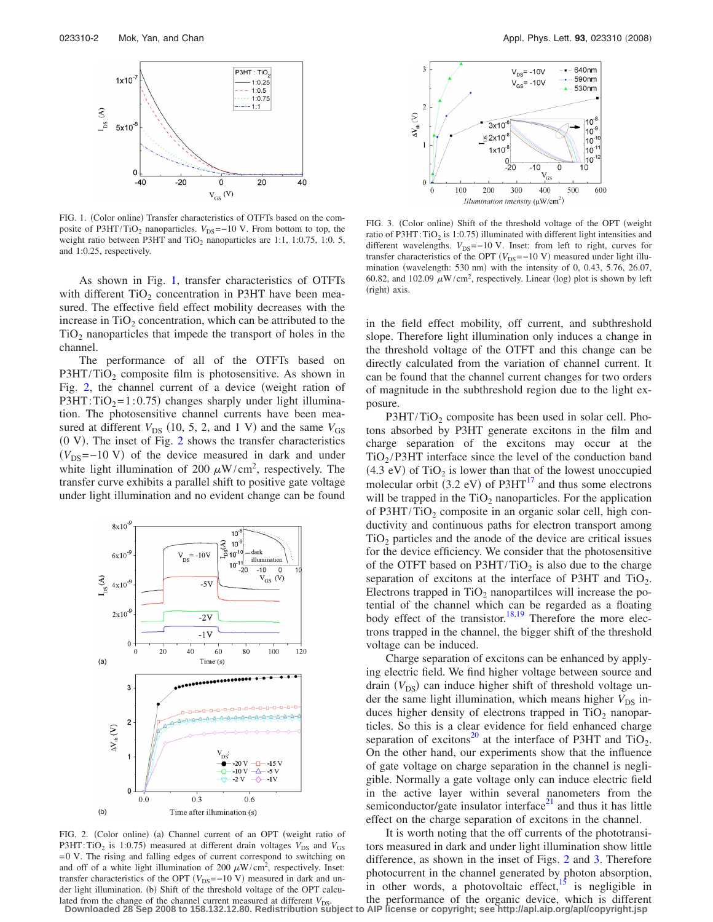FIG. 1. (Color online) Transfer characteristics of OTFTs based on the composite of P3HT/$TiO_2$ nanoparticles. $V_{DS}=-10$ V. From bottom to top, the weight ratio between P3HT and $TiO_2$ nanoparticles are 1:1, 1:0.75, 1:0. 5, and 1:0.25, respectively.

As shown in Fig. 1, transfer characteristics of OTFTs with different $TiO_2$ concentration in P3HT have been measured. The effective field effect mobility decreases with the increase in $TiO_2$ concentration, which can be attributed to the $TiO_2$ nanoparticles that impede the transport of holes in the channel.

The performance of all of the OTFTs based on P3HT/$TiO_2$ composite film is photosensitive. As shown in Fig. 2, the channel current of a device (weight ration of P3HT:$TiO_2$=1:0.75) changes sharply under light illumination. The photosensitive channel currents have been measured at different $V_{DS}$ (10, 5, 2, and 1 V) and the same $V_{GS}$ (0 V). The inset of Fig. 2 shows the transfer characteristics ($V_{DS}=-10$ V) of the device measured in dark and under white light illumination of 200 $\mu$W/cm$^2$, respectively. The transfer curve exhibits a parallel shift to positive gate voltage under light illumination and no evident change can be found in the field effect mobility, off current, and subthreshold slope. Therefore light illumination only induces a change in the threshold voltage of the OTFT and this change can be directly calculated from the variation of channel current. It can be found that the channel current changes for two orders of magnitude in the subthreshold region due to the light exposure.

FIG. 2. (Color online) (a) Channel current of an OPT (weight ratio of P3HT:$TiO_2$ is 1:0.75) measured at different drain voltages $V_{DS}$ and $V_{GS}$ =0 V. The rising and falling edges of current correspond to switching on and off of a white light illumination of 200 $\mu$W/cm$^2$, respectively. Inset: transfer characteristics of the OPT ($V_{DS}=-10$ V) measured in dark and under light illumination. (b) Shift of the threshold voltage of the OPT calculated from the change of the channel current measured at different $V_{DS}$.

FIG. 3. (Color online) Shift of the threshold voltage of the OPT (weight ratio of P3HT:$TiO_2$ is 1:0.75) illuminated with different light intensities and different wavelengths. $V_{DS}=-10$ V. Inset: from left to right, curves for transfer characteristics of the OPT ($V_{DS}=-10$ V) measured under light illumination (wavelength: 530 nm) with the intensity of 0, 0.43, 5.76, 26.07, 60.82, and 102.09 $\mu$W/cm$^2$, respectively. Linear (log) plot is shown by left (right) axis.

P3HT/$TiO_2$ composite has been used in solar cell. Photons absorbed by P3HT generate excitons in the film and charge separation of the excitons may occur at the $TiO_2$/P3HT interface since the level of the conduction band (4.3 eV) of $TiO_2$ is lower than that of the lowest unoccupied molecular orbit (3.2 eV) of P3HT[17] and thus some electrons will be trapped in the $TiO_2$ nanoparticles. For the application of P3HT/$TiO_2$ composite in an organic solar cell, high conductivity and continuous paths for electron transport among $TiO_2$ particles and the anode of the device are critical issues for the device efficiency. We consider that the photosensitive of the OTFT based on P3HT/$TiO_2$ is also due to the charge separation of excitons at the interface of P3HT and $TiO_2$. Electrons trapped in $TiO_2$ nanopartilces will increase the potential of the channel which can be regarded as a floating body effect of the transistor.[18,19] Therefore the more electrons trapped in the channel, the bigger shift of the threshold voltage can be induced.

Charge separation of excitons can be enhanced by applying electric field. We find higher voltage between source and drain ($V_{DS}$) can induce higher shift of threshold voltage under the same light illumination, which means higher $V_{DS}$ induces higher density of electrons trapped in $TiO_2$ nanoparticles. So this is a clear evidence for field enhanced charge separation of excitons[20] at the interface of P3HT and $TiO_2$. On the other hand, our experiments show that the influence of gate voltage on charge separation in the channel is negligible. Normally a gate voltage only can induce electric field in the active layer within several nanometers from the semiconductor/gate insulator interface[21] and thus it has little effect on the charge separation of excitons in the channel.

It is worth noting that the off currents of the phototransistors measured in dark and under light illumination show little difference, as shown in the inset of Figs. 2 and 3. Therefore photocurrent in the channel generated by photon absorption, in other words, a photovoltaic effect,[15] is negligible in the performance of the organic device, which is different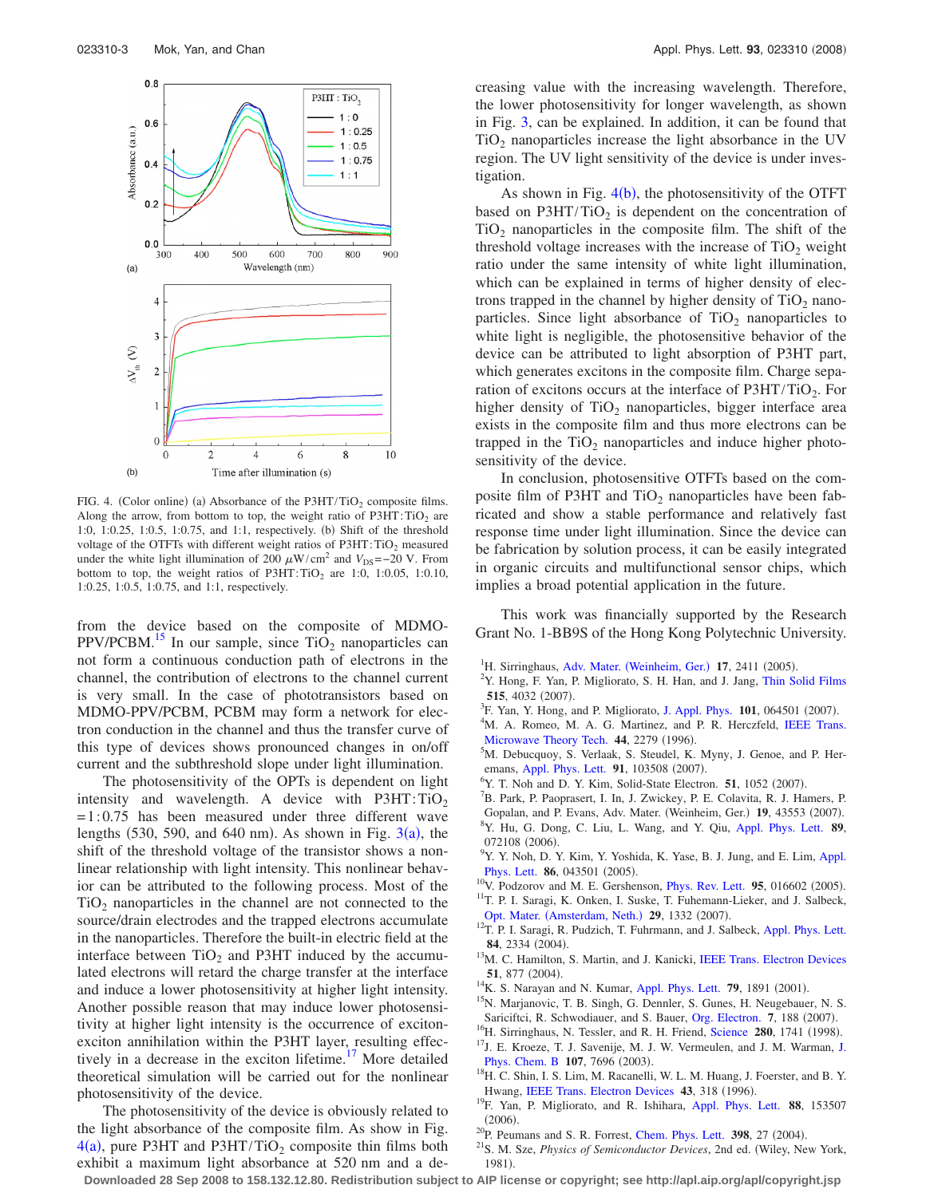(a)

0.8
0.6
0.4
0.2
0.0

Absorbance (a.u.)

P3HT : $TiO_2$
1 : 0
1 : 0.25
1 : 0.5
1 : 0.75
1 : 1

300 400 500 600 700 800 900
Wavelength (nm)

(b)

4
3
2
1
0

$\Delta V_{th}$ (V)

0 2 4 6 8 10
Time after illumination (s)

FIG. 4. (Color online) (a) Absorbance of the P3HT/$TiO_2$ composite films. Along the arrow, from bottom to top, the weight ratio of P3HT:$TiO_2$ are 1:0, 1:0.25, 1:0.5, 1:0.75, and 1:1, respectively. (b) Shift of the threshold voltage of the OTFTs with different weight ratios of P3HT:$TiO_2$ measured under the white light illumination of 200 $\mu W/cm^2$ and $V_{DS}=-20$ V. From bottom to top, the weight ratios of P3HT:$TiO_2$ are 1:0, 1:0.05, 1:0.10, 1:0.25, 1:0.5, 1:0.75, and 1:1, respectively.

from the device based on the composite of MDMO-PPV/PCBM.[15] In our sample, since $TiO_2$ nanoparticles can not form a continuous conduction path of electrons in the channel, the contribution of electrons to the channel current is very small. In the case of phototransistors based on MDMO-PPV/PCBM, PCBM may form a network for electron conduction in the channel and thus the transfer curve of this type of devices shows pronounced changes in on/off current and the subthreshold slope under light illumination.

The photosensitivity of the OPTs is dependent on light intensity and wavelength. A device with P3HT:$TiO_2$ =1:0.75 has been measured under three different wave lengths (530, 590, and 640 nm). As shown in Fig. 3(a), the shift of the threshold voltage of the transistor shows a nonlinear relationship with light intensity. This nonlinear behavior can be attributed to the following process. Most of the $TiO_2$ nanoparticles in the channel are not connected to the source/drain electrodes and the trapped electrons accumulate in the nanoparticles. Therefore the built-in electric field at the interface between $TiO_2$ and P3HT induced by the accumulated electrons will retard the charge transfer at the interface and induce a lower photosensitivity at higher light intensity. Another possible reason that may induce lower photosensitivity at higher light intensity is the occurrence of exciton-exciton annihilation within the P3HT layer, resulting effectively in a decrease in the exciton lifetime.[17] More detailed theoretical simulation will be carried out for the nonlinear photosensitivity of the device.

The photosensitivity of the device is obviously related to the light absorbance of the composite film. As show in Fig. 4(a), pure P3HT and P3HT/$TiO_2$ composite thin films both exhibit a maximum light absorbance at 520 nm and a decreasing value with the increasing wavelength. Therefore, the lower photosensitivity for longer wavelength, as shown in Fig. 3, can be explained. In addition, it can be found that $TiO_2$ nanoparticles increase the light absorbance in the UV region. The UV light sensitivity of the device is under investigation.

As shown in Fig. 4(b), the photosensitivity of the OTFT based on P3HT/$TiO_2$ is dependent on the concentration of $TiO_2$ nanoparticles in the composite film. The shift of the threshold voltage increases with the increase of $TiO_2$ weight ratio under the same intensity of white light illumination, which can be explained in terms of higher density of electrons trapped in the channel by higher density of $TiO_2$ nanoparticles. Since light absorbance of $TiO_2$ nanoparticles to white light is negligible, the photosensitive behavior of the device can be attributed to light absorption of P3HT part, which generates excitons in the composite film. Charge separation of excitons occurs at the interface of P3HT/$TiO_2$. For higher density of $TiO_2$ nanoparticles, bigger interface area exists in the composite film and thus more electrons can be trapped in the $TiO_2$ nanoparticles and induce higher photosensitivity of the device.

In conclusion, photosensitive OTFTs based on the composite film of P3HT and $TiO_2$ nanoparticles have been fabricated and show a stable performance and relatively fast response time under light illumination. Since the device can be fabrication by solution process, it can be easily integrated in organic circuits and multifunctional sensor chips, which implies a broad potential application in the future.

This work was financially supported by the Research Grant No. 1-BB9S of the Hong Kong Polytechnic University.

[1] H. Sirringhaus, Adv. Mater. (Weinheim, Ger.) **17**, 2411 (2005).
[2] Y. Hong, F. Yan, P. Migliorato, S. H. Han, and J. Jang, Thin Solid Films **515**, 4032 (2007).
[3] F. Yan, Y. Hong, and P. Migliorato, J. Appl. Phys. **101**, 064501 (2007).
[4] M. A. Romeo, M. A. G. Martinez, and P. R. Herczfeld, IEEE Trans. Microwave Theory Tech. **44**, 2279 (1996).
[5] M. Debucquoy, S. Verlaak, S. Steudel, K. Myny, J. Genoe, and P. Heremans, Appl. Phys. Lett. **91**, 103508 (2007).
[6] Y. T. Noh and D. Y. Kim, Solid-State Electron. **51**, 1052 (2007).
[7] B. Park, P. Paoprasert, I. In, J. Zwickey, P. E. Colavita, R. J. Hamers, P. Gopalan, and P. Evans, Adv. Mater. (Weinheim, Ger.) **19**, 43553 (2007).
[8] Y. Hu, G. Dong, C. Liu, L. Wang, and Y. Qiu, Appl. Phys. Lett. **89**, 072108 (2006).
[9] Y. Y. Noh, D. Y. Kim, Y. Yoshida, K. Yase, B. J. Jung, and E. Lim, Appl. Phys. Lett. **86**, 043501 (2005).
[10] V. Podzorov and M. E. Gershenson, Phys. Rev. Lett. **95**, 016602 (2005).
[11] T. P. I. Saragi, K. Onken, I. Suske, T. Fuhemann-Lieker, and J. Salbeck, Opt. Mater. (Amsterdam, Neth.) **29**, 1332 (2007).
[12] T. P. I. Saragi, R. Pudzich, T. Fuhrmann, and J. Salbeck, Appl. Phys. Lett. **84**, 2334 (2004).
[13] M. C. Hamilton, S. Martin, and J. Kanicki, IEEE Trans. Electron Devices **51**, 877 (2004).
[14] K. S. Narayan and N. Kumar, Appl. Phys. Lett. **79**, 1891 (2001).
[15] N. Marjanovic, T. B. Singh, G. Dennler, S. Gunes, H. Neugebauer, N. S. Sariciftci, R. Schwodiauer, and S. Bauer, Org. Electron. **7**, 188 (2007).
[16] H. Sirringhaus, N. Tessler, and R. H. Friend, Science **280**, 1741 (1998).
[17] J. E. Kroeze, T. J. Savenije, M. J. W. Vermeulen, and J. M. Warman, J. Phys. Chem. B **107**, 7696 (2003).
[18] H. C. Shin, I. S. Lim, M. Racanelli, W. L. M. Huang, J. Foerster, and B. Y. Hwang, IEEE Trans. Electron Devices **43**, 318 (1996).
[19] F. Yan, P. Migliorato, and R. Ishihara, Appl. Phys. Lett. **88**, 153507 (2006).
[20] P. Peumans and S. R. Forrest, Chem. Phys. Lett. **398**, 27 (2004).
[21] S. M. Sze, *Physics of Semiconductor Devices*, 2nd ed. (Wiley, New York, 1981).